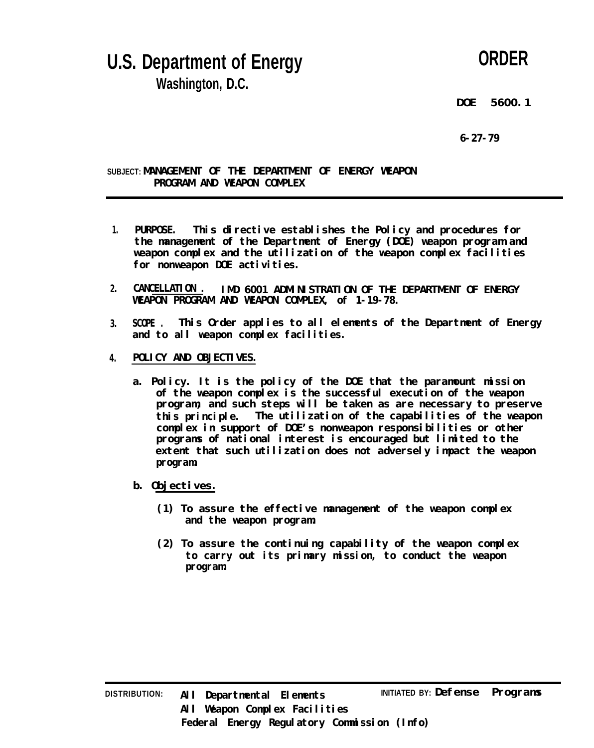# U.S. Department of Energy

**Washington, D.C.**

**ORDER**

**DOE 5600.1**

**6-27-79**

**SUBJECT: MANAGEMENT OF THE DEPARTMENT OF ENERGY WEAPON PROGRAM AND WEAPON COMPLEX**

1. **PURPOSE.** This directive establishes the Policy and procedures for the management of the Department of Energy (DOE) weapon program and weapon complex and the utilization of the weapon complex facilities for nonweapon DOE activities.

2. **CANCELLATION.** IMD 6001 ADMINISTRATION OF THE DEPARTMENT OF ENERGY WEAPON PROGRAM AND WEAPON COMPLEX, of 1-19-78.

3. **SCOPE.** This Order applies to all elements of the Department of Energy and to all weapon complex facilities.

4. **POLICY AND OBJECTIVES.**

   a. Policy. It is the policy of the DOE that the paramount mission of the weapon complex is the successful execution of the weapon program, and such steps will be taken as are necessary to preserve this principle. The utilization of the capabilities of the weapon complex in support of DOE's nonweapon responsibilities or other programs of national interest is encouraged but limited to the extent that such utilization does not adversely impact the weapon program.

   b. Objectives.

      (1) To assure the effective management of the weapon complex and the weapon program.

      (2) To assure the continuing capability of the weapon complex to carry out its primary mission, to conduct the weapon program.

DISTRIBUTION: All Departmental Elements
All Weapon Complex Facilities
Federal Energy Regulatory Commission (Info)

INITIATED BY: Defense Programs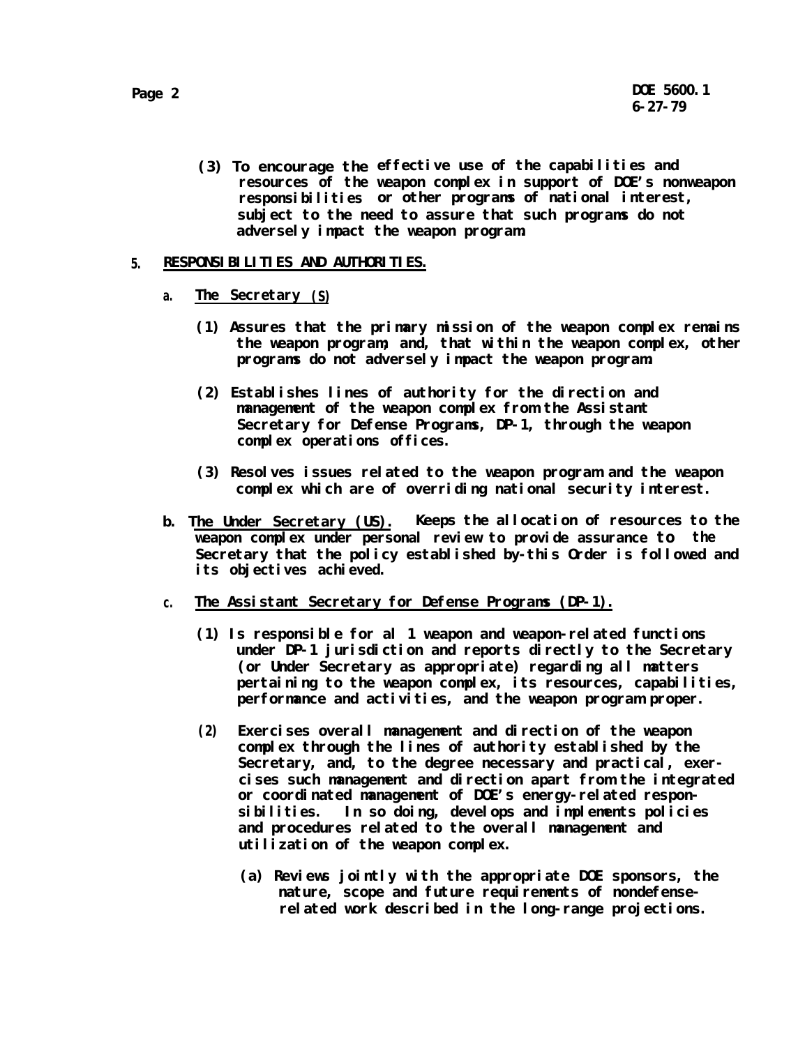(3) To encourage the effective use of the capabilities and resources of the weapon complex in support of DOE's nonweapon responsibilities or other programs of national interest, subject to the need to assure that such programs do not adversely impact the weapon program.

5. RESPONSIBILITIES AND AUTHORITIES.

a. The Secretary (S)

(1) Assures that the primary mission of the weapon complex remains the weapon program; and, that within the weapon complex, other programs do not adversely impact the weapon program.

(2) Establishes lines of authority for the direction and management of the weapon complex from the Assistant Secretary for Defense Programs, DP-1, through the weapon complex operations offices.

(3) Resolves issues related to the weapon program and the weapon complex which are of overriding national security interest.

b. The Under Secretary (US). Keeps the allocation of resources to the weapon complex under personal review to provide assurance to the Secretary that the policy established by-this Order is followed and its objectives achieved.

c. The Assistant Secretary for Defense Programs (DP-1).

(1) Is responsible for al 1 weapon and weapon-related functions under DP-1 jurisdiction and reports directly to the Secretary (or Under Secretary as appropriate) regarding all matters pertaining to the weapon complex, its resources, capabilities, performance and activities, and the weapon program proper.

(2) Exercises overall management and direction of the weapon complex through the lines of authority established by the Secretary, and, to the degree necessary and practical, exercises such management and direction apart from the integrated or coordinated management of DOE's energy-related responsibilities. In so doing, develops and implements policies and procedures related to the overall management and utilization of the weapon complex.

(a) Reviews jointly with the appropriate DOE sponsors, the nature, scope and future requirements of nondefense-related work described in the long-range projections.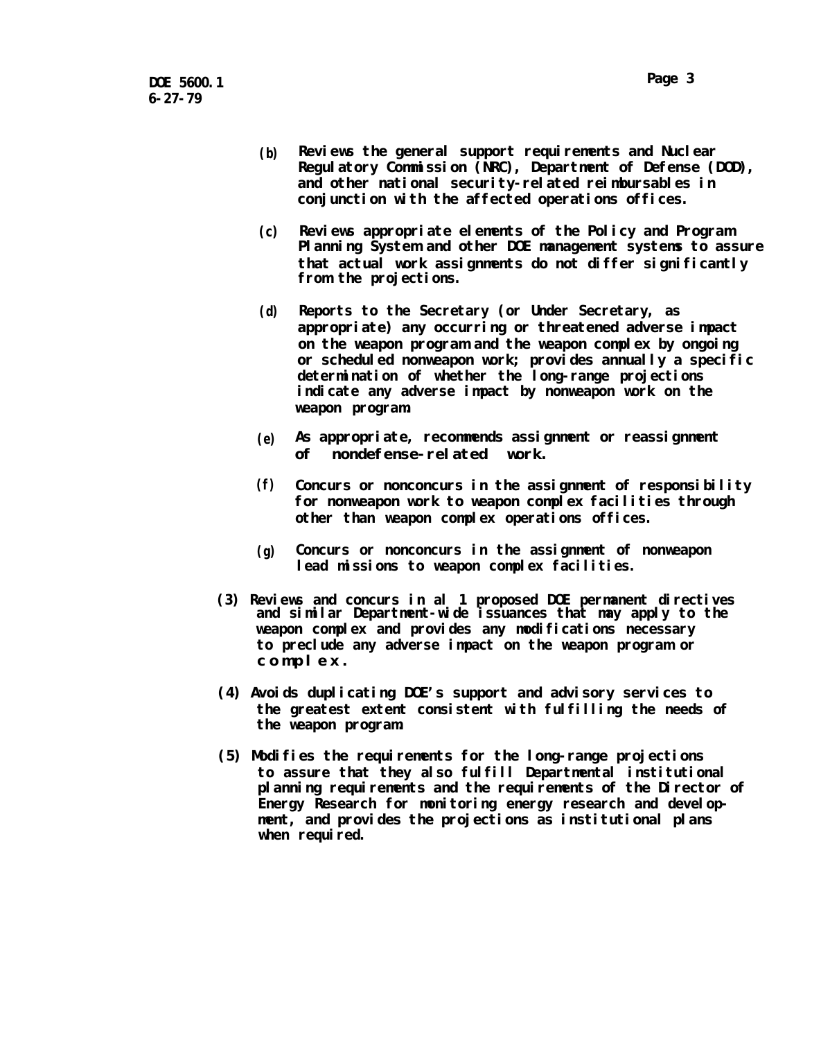(b) Reviews the general support requirements and Nuclear Regulatory Commission (NRC), Department of Defense (DOD), and other national security-related reimbursables in conjunction with the affected operations offices.

(c) Reviews appropriate elements of the Policy and Program Planning System and other DOE management systems to assure that actual work assignments do not differ significantly from the projections.

(d) Reports to the Secretary (or Under Secretary, as appropriate) any occurring or threatened adverse impact on the weapon program and the weapon complex by ongoing or scheduled nonweapon work; provides annually a specific determination of whether the long-range projections indicate any adverse impact by nonweapon work on the weapon program.

(e) As appropriate, recommends assignment or reassignment of nondefense-related work.

(f) Concurs or nonconcurs in the assignment of responsibility for nonweapon work to weapon complex facilities through other than weapon complex operations offices.

(g) Concurs or nonconcurs in the assignment of nonweapon lead missions to weapon complex facilities.

(3) Reviews and concurs in all proposed DOE permanent directives and similar Department-wide issuances that may apply to the weapon complex and provides any modifications necessary to preclude any adverse impact on the weapon program or complex.

(4) Avoids duplicating DOE's support and advisory services to the greatest extent consistent with fulfilling the needs of the weapon program.

(5) Modifies the requirements for the long-range projections to assure that they also fulfill Departmental institutional planning requirements and the requirements of the Director of Energy Research for monitoring energy research and development, and provides the projections as institutional plans when required.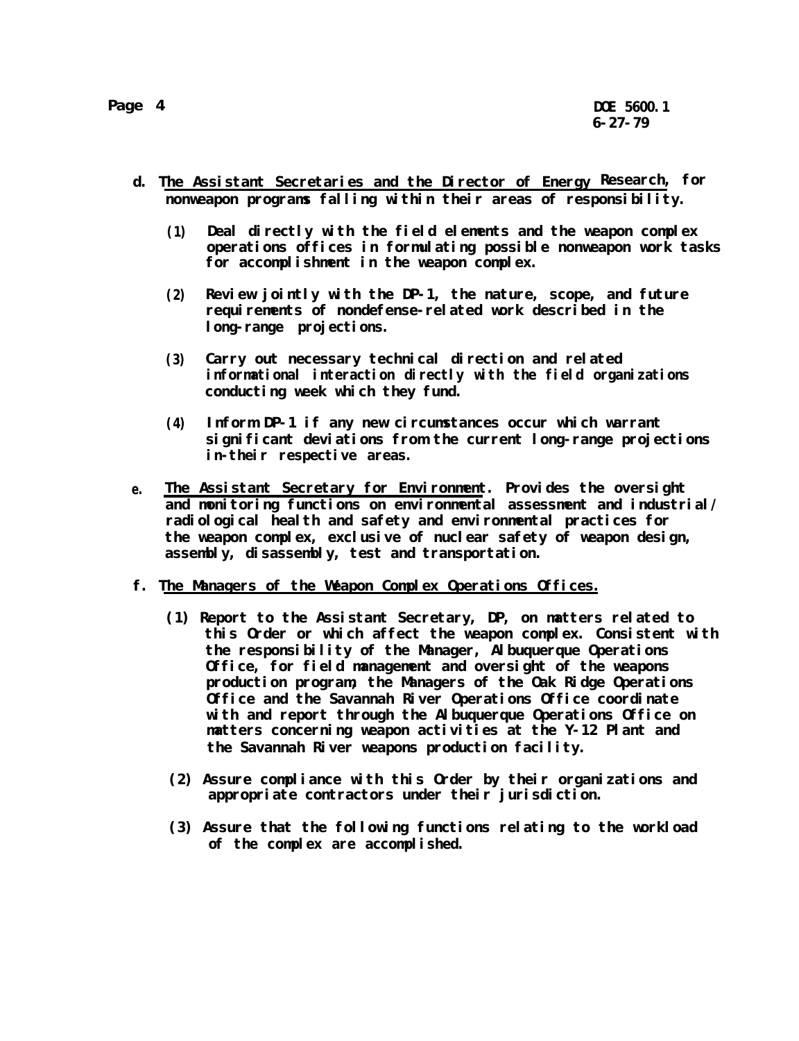d. <u>The Assistant Secretaries and the Director of Energy Research</u>, for nonweapon programs falling within their areas of responsibility.

   (1) Deal directly with the field elements and the weapon complex operations offices in formulating possible nonweapon work tasks for accomplishment in the weapon complex.

   (2) Review jointly with the DP-1, the nature, scope, and future requirements of nondefense-related work described in the long-range projections.

   (3) Carry out necessary technical direction and related informational interaction directly with the field organizations conducting week which they fund.

   (4) Inform DP-1 if any new circumstances occur which warrant significant deviations from the current long-range projections in-their respective areas.

e. <u>The Assistant Secretary for Environment</u>. Provides the oversight and monitoring functions on environmental assessment and industrial/radiological health and safety and environmental practices for the weapon complex, exclusive of nuclear safety of weapon design, assembly, disassembly, test and transportation.

f. <u>The Managers of the Weapon Complex Operations Offices.</u>

   (1) Report to the Assistant Secretary, DP, on matters related to this Order or which affect the weapon complex. Consistent with the responsibility of the Manager, Albuquerque Operations Office, for field management and oversight of the weapons production program, the Managers of the Oak Ridge Operations Office and the Savannah River Operations Office coordinate with and report through the Albuquerque Operations Office on matters concerning weapon activities at the Y-12 Plant and the Savannah River weapons production facility.

   (2) Assure compliance with this Order by their organizations and appropriate contractors under their jurisdiction.

   (3) Assure that the following functions relating to the workload of the complex are accomplished.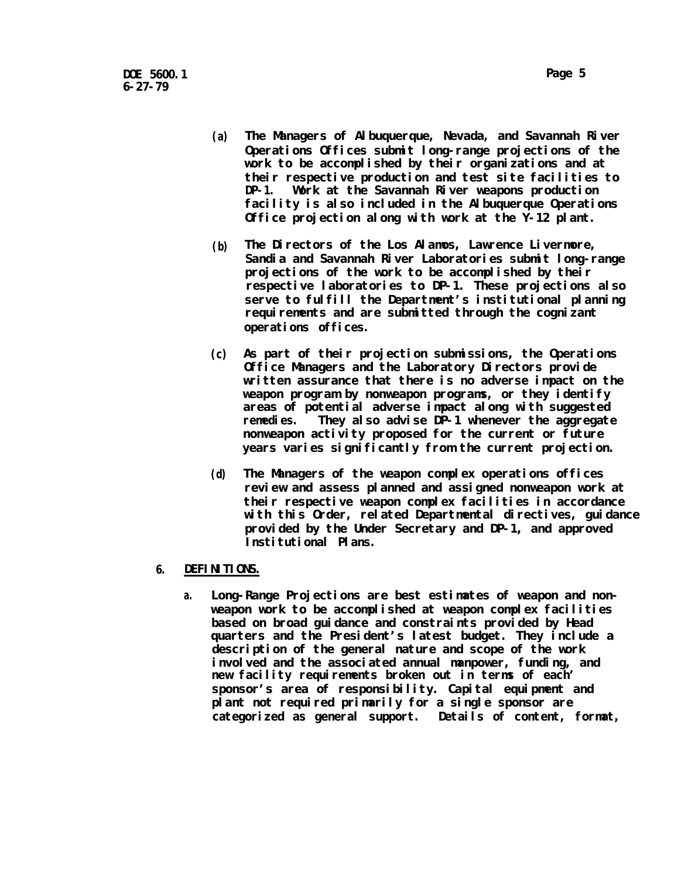(a) The Managers of Albuquerque, Nevada, and Savannah River Operations Offices submit long-range projections of the work to be accomplished by their organizations and at their respective production and test site facilities to DP-1. Work at the Savannah River weapons production facility is also included in the Albuquerque Operations Office projection along with work at the Y-12 plant.

(b) The Directors of the Los Alamos, Lawrence Livermore, Sandia and Savannah River Laboratories submit long-range projections of the work to be accomplished by their respective laboratories to DP-1. These projections also serve to fulfill the Department's institutional planning requirements and are submitted through the cognizant operations offices.

(c) As part of their projection submissions, the Operations Office Managers and the Laboratory Directors provide written assurance that there is no adverse impact on the weapon program by nonweapon programs, or they identify areas of potential adverse impact along with suggested remedies. They also advise DP-1 whenever the aggregate nonweapon activity proposed for the current or future years varies significantly from the current projection.

(d) The Managers of the weapon complex operations offices review and assess planned and assigned nonweapon work at their respective weapon complex facilities in accordance with this Order, related Departmental directives, guidance provided by the Under Secretary and DP-1, and approved Institutional Plans.

6. DEFINITIONS.

a. Long-Range Projections are best estimates of weapon and non-weapon work to be accomplished at weapon complex facilities based on broad guidance and constraints provided by Head quarters and the President's latest budget. They include a description of the general nature and scope of the work involved and the associated annual manpower, funding, and new facility requirements broken out in terms of each' sponsor's area of responsibility. Capital equipment and plant not required primarily for a single sponsor are categorized as general support. Details of content, format,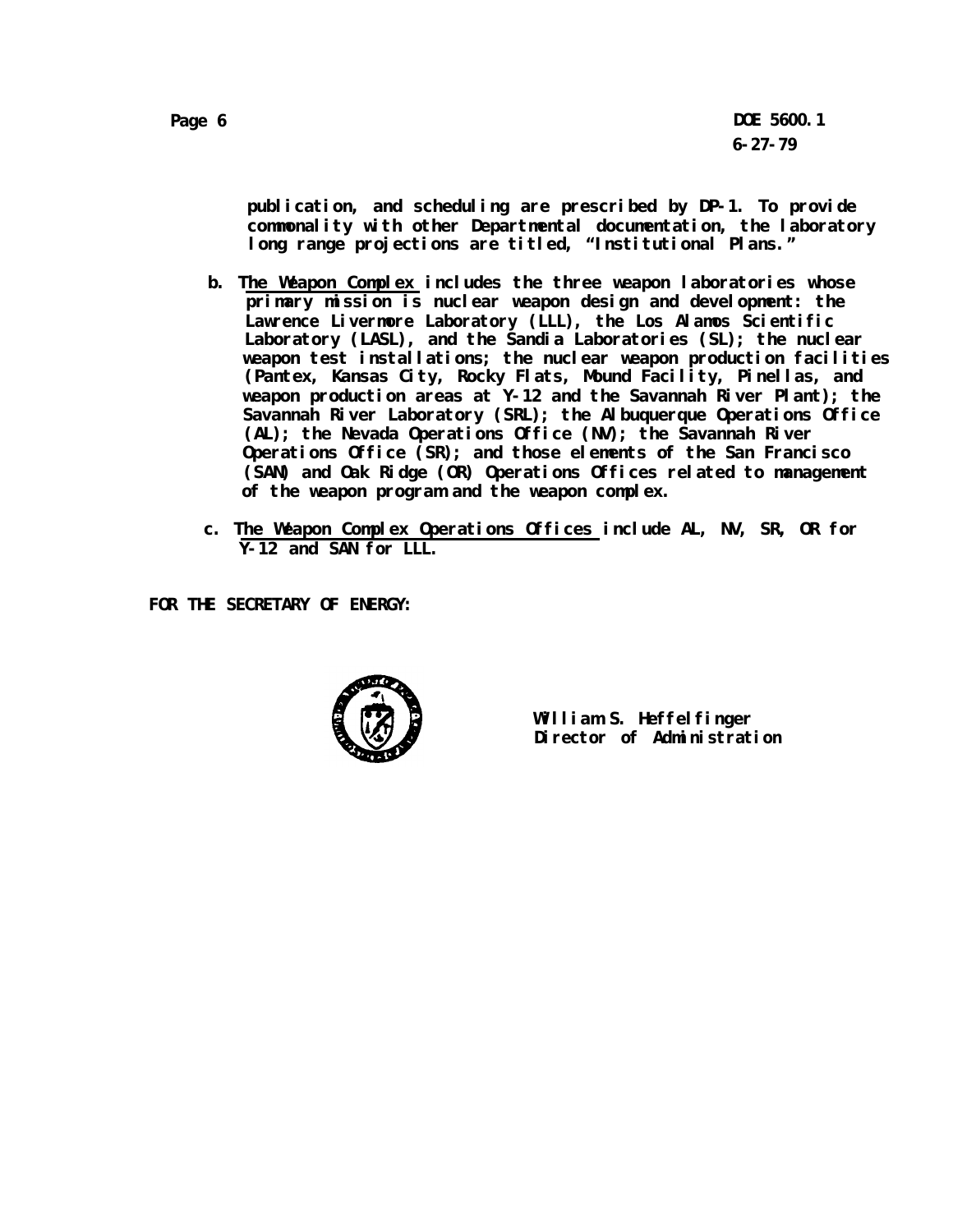publication, and scheduling are prescribed by DP-1. To provide commonality with other Departmental documentation, the laboratory long range projections are titled, "Institutional Plans."

b. <u>The Weapon Complex</u> includes the three weapon laboratories whose primary mission is nuclear weapon design and development: the Lawrence Livermore Laboratory (LLL), the Los Alamos Scientific Laboratory (LASL), and the Sandia Laboratories (SL); the nuclear weapon test installations; the nuclear weapon production facilities (Pantex, Kansas City, Rocky Flats, Mound Facility, Pinellas, and weapon production areas at Y-12 and the Savannah River Plant); the Savannah River Laboratory (SRL); the Albuquerque Operations Office (AL); the Nevada Operations Office (NV); the Savannah River Operations Office (SR); and those elements of the San Francisco (SAN) and Oak Ridge (OR) Operations Offices related to management of the weapon program and the weapon complex.

c. <u>The Weapon Complex Operations Offices</u> include AL, NV, SR, OR for Y-12 and SAN for LLL.

FOR THE SECRETARY OF ENERGY:

William S. Heffelfinger
Director of Administration